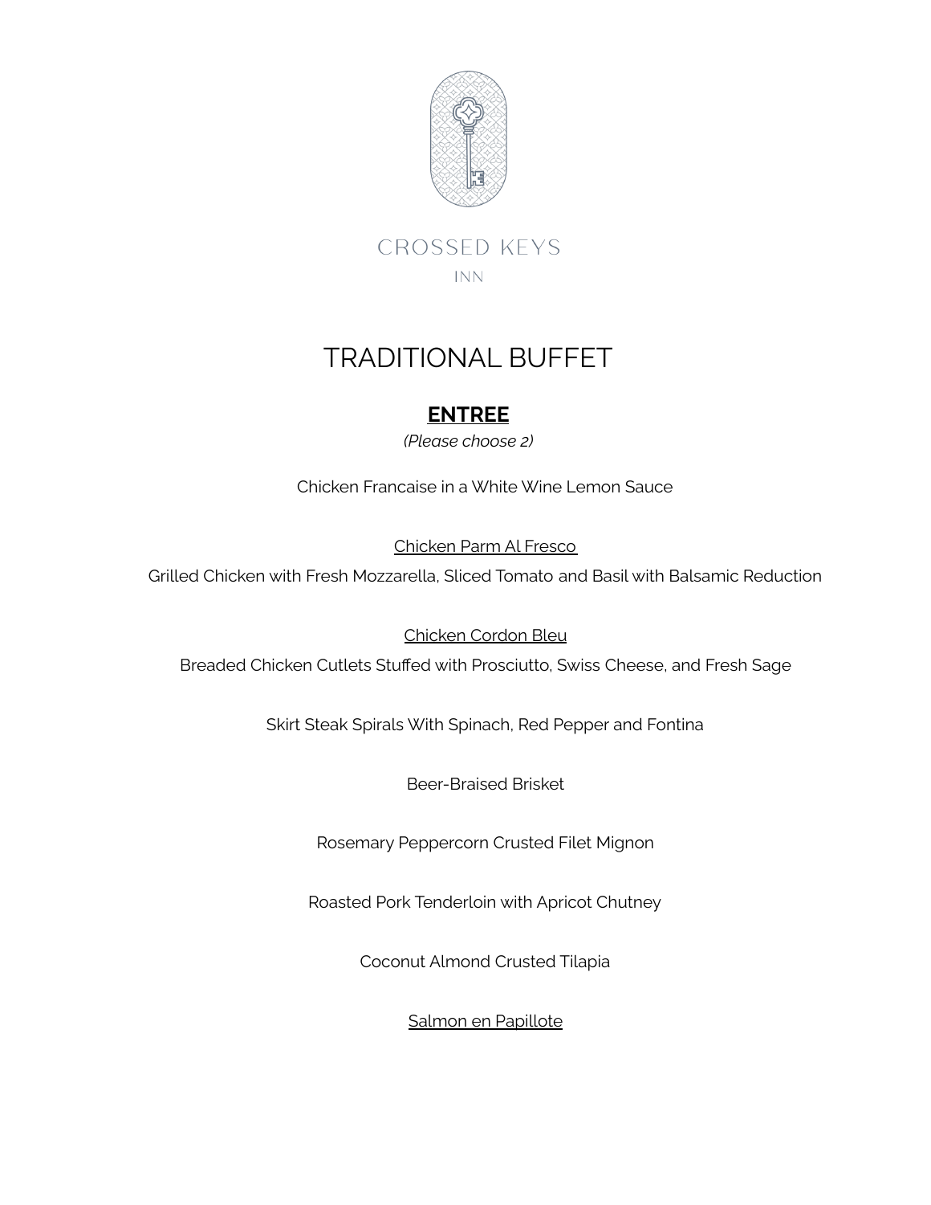CROSSED KEYS

INN

# TRADITIONAL BUFFET

## ENTREE

*(Please choose 2)*

Chicken Francaise in a White Wine Lemon Sauce

Chicken Parm Al Fresco

Grilled Chicken with Fresh Mozzarella, Sliced Tomato and Basil with Balsamic Reduction

Chicken Cordon Bleu

Breaded Chicken Cutlets Stuffed with Prosciutto, Swiss Cheese, and Fresh Sage

Skirt Steak Spirals With Spinach, Red Pepper and Fontina

Beer-Braised Brisket

Rosemary Peppercorn Crusted Filet Mignon

Roasted Pork Tenderloin with Apricot Chutney

Coconut Almond Crusted Tilapia

Salmon en Papillote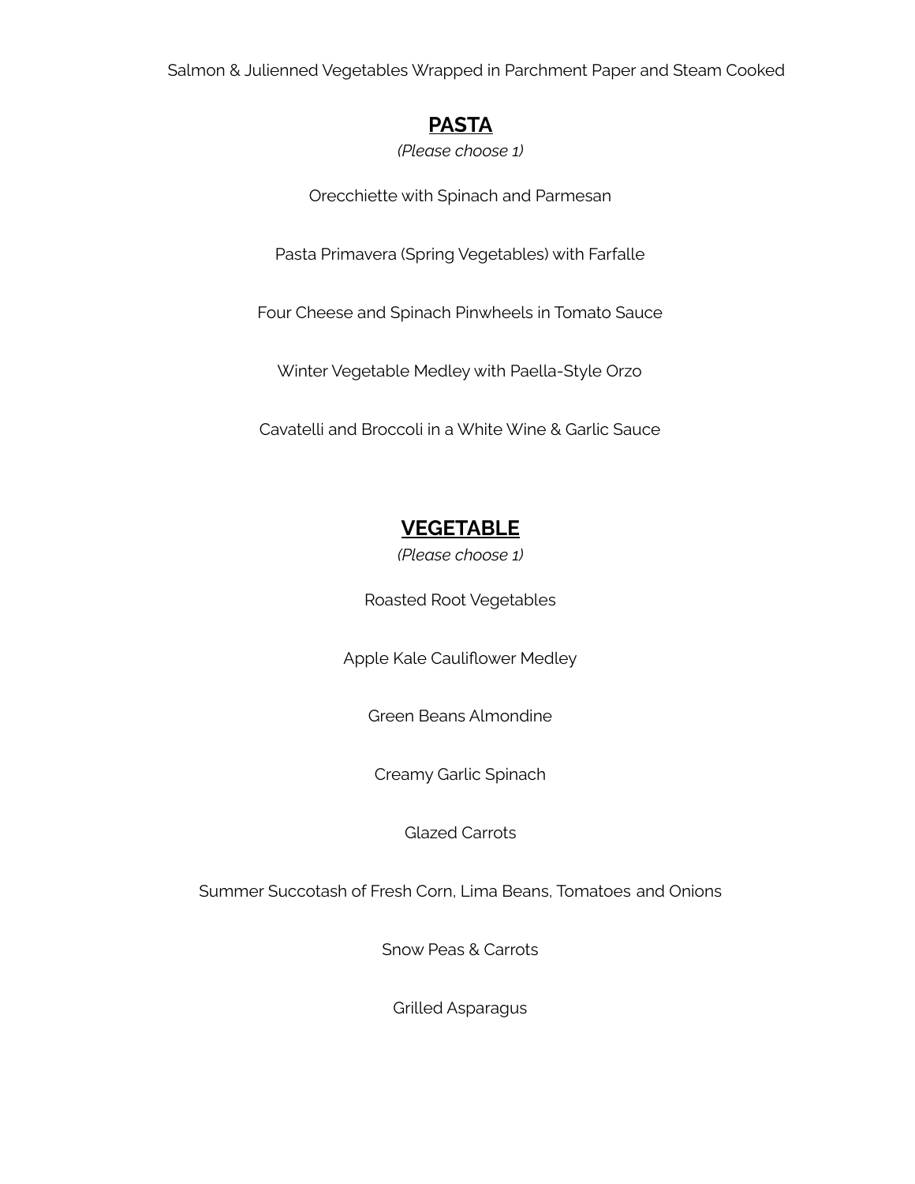Salmon & Julienned Vegetables Wrapped in Parchment Paper and Steam Cooked

## PASTA

*(Please choose 1)*

Orecchiette with Spinach and Parmesan

Pasta Primavera (Spring Vegetables) with Farfalle

Four Cheese and Spinach Pinwheels in Tomato Sauce

Winter Vegetable Medley with Paella-Style Orzo

Cavatelli and Broccoli in a White Wine & Garlic Sauce

## VEGETABLE

*(Please choose 1)*

Roasted Root Vegetables

Apple Kale Cauliflower Medley

Green Beans Almondine

Creamy Garlic Spinach

Glazed Carrots

Summer Succotash of Fresh Corn, Lima Beans, Tomatoes and Onions

Snow Peas & Carrots

Grilled Asparagus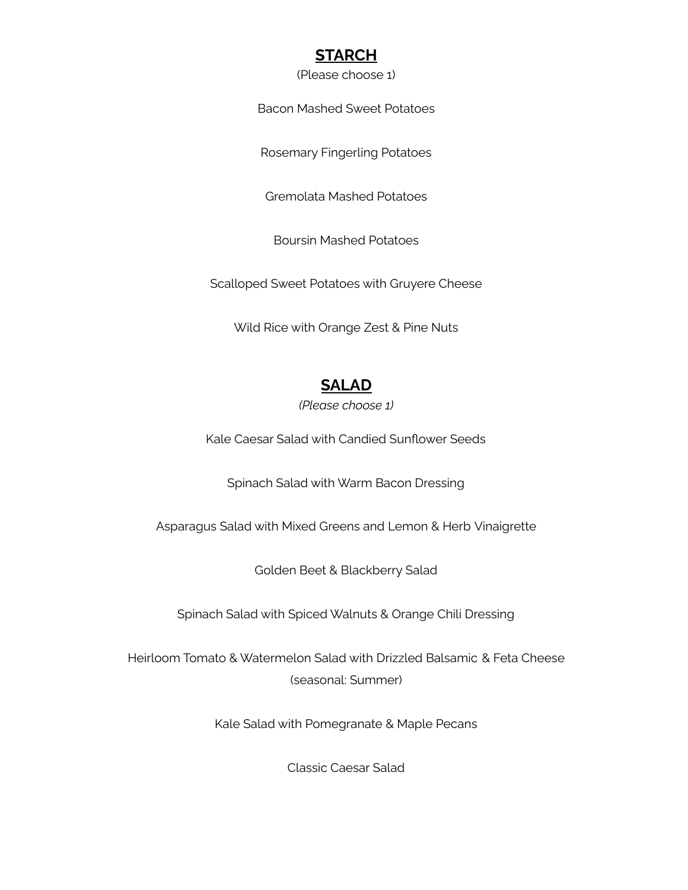## **STARCH**

(Please choose 1)

Bacon Mashed Sweet Potatoes

Rosemary Fingerling Potatoes

Gremolata Mashed Potatoes

Boursin Mashed Potatoes

Scalloped Sweet Potatoes with Gruyere Cheese

Wild Rice with Orange Zest & Pine Nuts

## **SALAD**

*(Please choose 1)*

Kale Caesar Salad with Candied Sunflower Seeds

Spinach Salad with Warm Bacon Dressing

Asparagus Salad with Mixed Greens and Lemon & Herb Vinaigrette

Golden Beet & Blackberry Salad

Spinach Salad with Spiced Walnuts & Orange Chili Dressing

Heirloom Tomato & Watermelon Salad with Drizzled Balsamic & Feta Cheese
(seasonal: Summer)

Kale Salad with Pomegranate & Maple Pecans

Classic Caesar Salad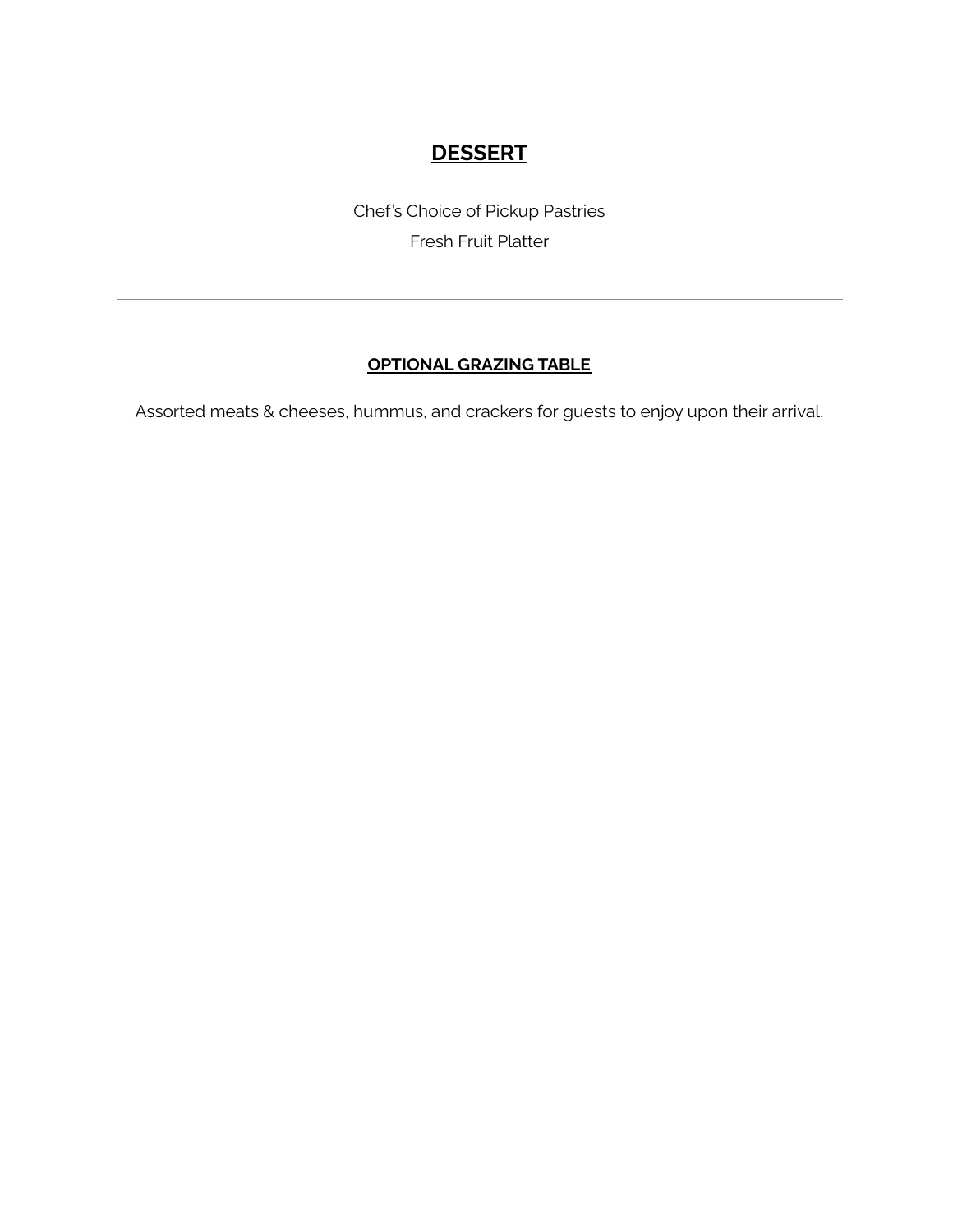## **DESSERT**

Chef's Choice of Pickup Pastries

Fresh Fruit Platter

---

### **OPTIONAL GRAZING TABLE**

Assorted meats & cheeses, hummus, and crackers for guests to enjoy upon their arrival.